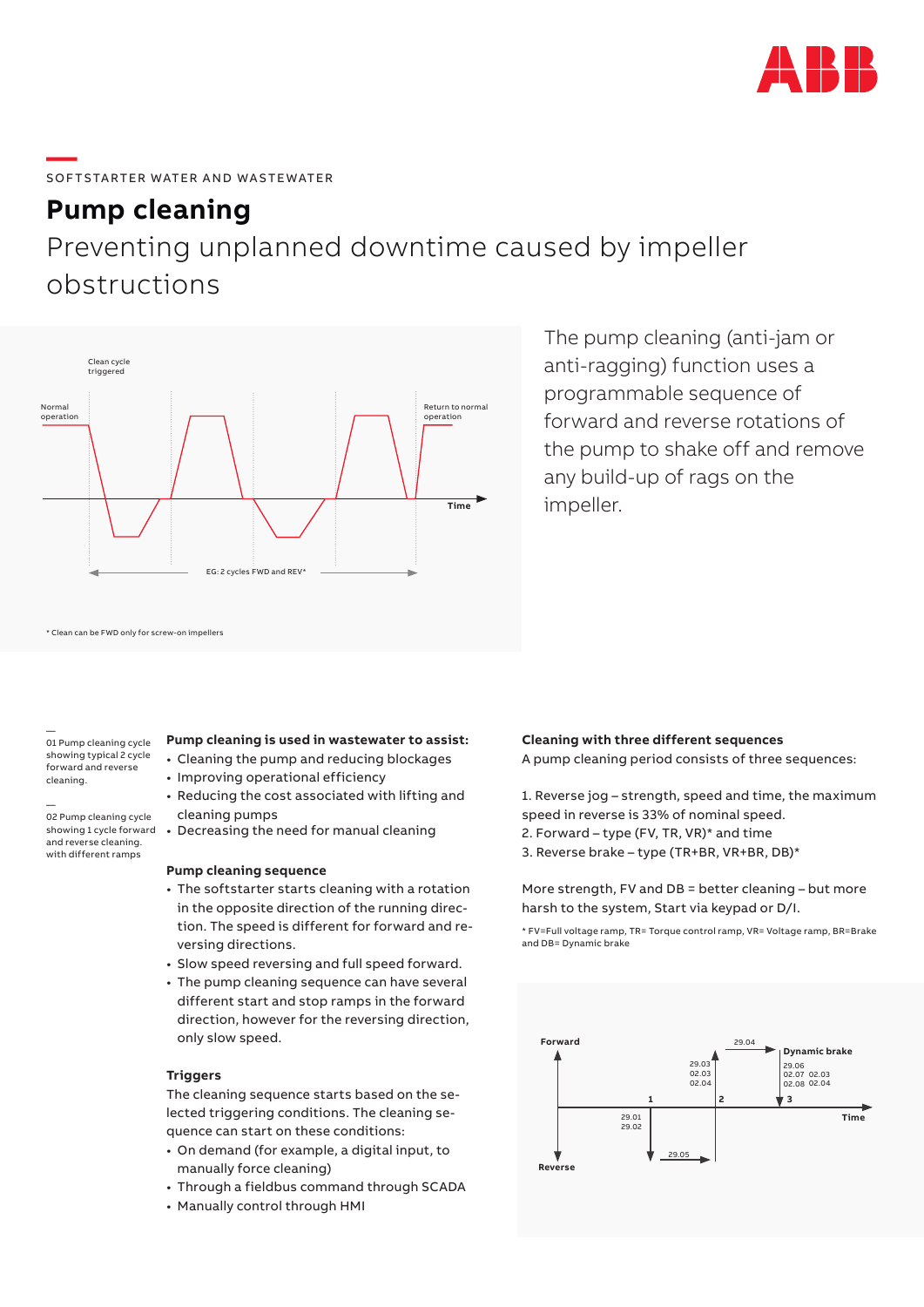SOFTSTARTER WATER AND WASTEWATER

# Pump cleaning

## Preventing unplanned downtime caused by impeller obstructions

Clean cycle triggered

Normal operation

Return to normal operation

Time

EG: 2 cycles FWD and REV*

\* Clean can be FWD only for screw-on impellers

The pump cleaning (anti-jam or anti-ragging) function uses a programmable sequence of forward and reverse rotations of the pump to shake off and remove any build-up of rags on the impeller.

—
01 Pump cleaning cycle showing typical 2 cycle forward and reverse cleaning.

—
02 Pump cleaning cycle showing 1 cycle forward and reverse cleaning. with different ramps

**Pump cleaning is used in wastewater to assist:**

- Cleaning the pump and reducing blockages
- Improving operational efficiency
- Reducing the cost associated with lifting and cleaning pumps
- Decreasing the need for manual cleaning

**Pump cleaning sequence**

- The softstarter starts cleaning with a rotation in the opposite direction of the running direction. The speed is different for forward and reversing directions.
- Slow speed reversing and full speed forward.
- The pump cleaning sequence can have several different start and stop ramps in the forward direction, however for the reversing direction, only slow speed.

**Triggers**

The cleaning sequence starts based on the selected triggering conditions. The cleaning sequence can start on these conditions:

- On demand (for example, a digital input, to manually force cleaning)
- Through a fieldbus command through SCADA
- Manually control through HMI

**Cleaning with three different sequences**

A pump cleaning period consists of three sequences:

1. Reverse jog – strength, speed and time, the maximum speed in reverse is 33% of nominal speed.
2. Forward – type (FV, TR, VR)* and time
3. Reverse brake – type (TR+BR, VR+BR, DB)*

More strength, FV and DB = better cleaning – but more harsh to the system, Start via keypad or D/I.

\* FV=Full voltage ramp, TR= Torque control ramp, VR= Voltage ramp, BR=Brake and DB= Dynamic brake

Forward

Reverse

Time

1

2

3

29.01
29.02

29.03
02.03
02.04

29.04

29.05

Dynamic brake
29.06
02.07 02.03
02.08 02.04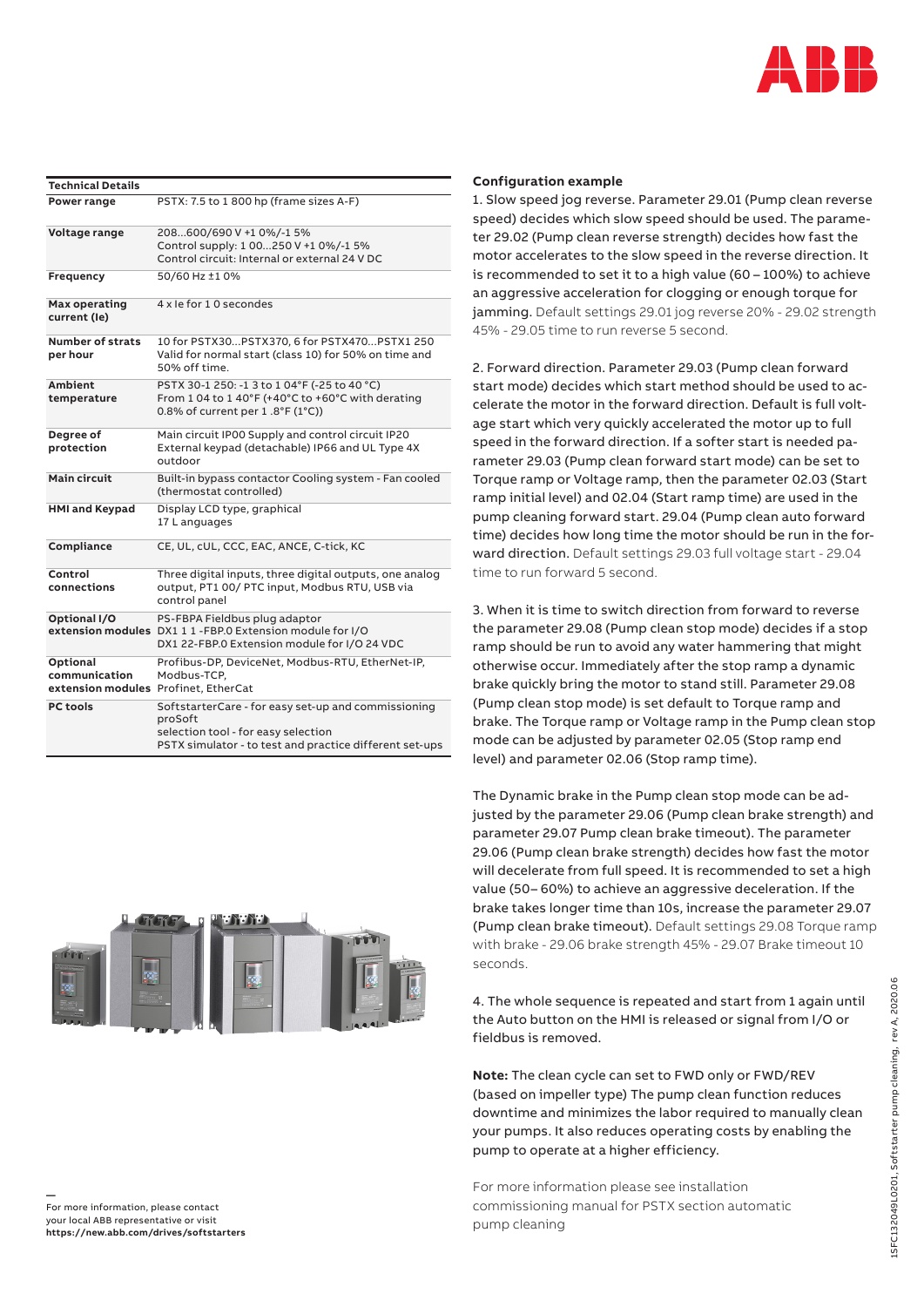| Technical Details | |
|---|---|
| **Power range** | PSTX: 7.5 to 1 800 hp (frame sizes A-F) |
| **Voltage range** | 208...600/690 V +1 0%/-1 5%<br>Control supply: 1 00...250 V +1 0%/-1 5%<br>Control circuit: Internal or external 24 V DC |
| **Frequency** | 50/60 Hz ±1 0% |
| **Max operating current (Ie)** | 4 x Ie for 1 0 secondes |
| **Number of strats per hour** | 10 for PSTX30...PSTX370, 6 for PSTX470...PSTX1 250<br>Valid for normal start (class 10) for 50% on time and 50% off time. |
| **Ambient temperature** | PSTX 30-1 250: -1 3 to 1 04°F (-25 to 40 °C)<br>From 1 04 to 1 40°F (+40°C to +60°C with derating 0.8% of current per 1 .8°F (1°C)) |
| **Degree of protection** | Main circuit IP00 Supply and control circuit IP20<br>External keypad (detachable) IP66 and UL Type 4X outdoor |
| **Main circuit** | Built-in bypass contactor Cooling system - Fan cooled (thermostat controlled) |
| **HMI and Keypad** | Display LCD type, graphical<br>17 L anguages |
| **Compliance** | CE, UL, cUL, CCC, EAC, ANCE, C-tick, KC |
| **Control connections** | Three digital inputs, three digital outputs, one analog output, PT1 00/ PTC input, Modbus RTU, USB via control panel |
| **Optional I/O extension modules** | PS-FBPA Fieldbus plug adaptor<br>DX1 1 1 -FBP.0 Extension module for I/O<br>DX1 22-FBP.0 Extension module for I/O 24 VDC |
| **Optional communication extension modules** | Profibus-DP, DeviceNet, Modbus-RTU, EtherNet-IP, Modbus-TCP, Profinet, EtherCat |
| **PC tools** | SoftstarterCare - for easy set-up and commissioning<br>proSoft<br>selection tool - for easy selection<br>PSTX simulator - to test and practice different set-ups |

—
For more information, please contact your local ABB representative or visit
**https://new.abb.com/drives/softstarters**

**Configuration example**

1. Slow speed jog reverse. Parameter 29.01 (Pump clean reverse speed) decides which slow speed should be used. The parameter 29.02 (Pump clean reverse strength) decides how fast the motor accelerates to the slow speed in the reverse direction. It is recommended to set it to a high value (60 – 100%) to achieve an aggressive acceleration for clogging or enough torque for jamming. Default settings 29.01 jog reverse 20% - 29.02 strength 45% - 29.05 time to run reverse 5 second.

2. Forward direction. Parameter 29.03 (Pump clean forward start mode) decides which start method should be used to accelerate the motor in the forward direction. Default is full voltage start which very quickly accelerated the motor up to full speed in the forward direction. If a softer start is needed parameter 29.03 (Pump clean forward start mode) can be set to Torque ramp or Voltage ramp, then the parameter 02.03 (Start ramp initial level) and 02.04 (Start ramp time) are used in the pump cleaning forward start. 29.04 (Pump clean auto forward time) decides how long time the motor should be run in the forward direction. Default settings 29.03 full voltage start - 29.04 time to run forward 5 second.

3. When it is time to switch direction from forward to reverse the parameter 29.08 (Pump clean stop mode) decides if a stop ramp should be run to avoid any water hammering that might otherwise occur. Immediately after the stop ramp a dynamic brake quickly bring the motor to stand still. Parameter 29.08 (Pump clean stop mode) is set default to Torque ramp and brake. The Torque ramp or Voltage ramp in the Pump clean stop mode can be adjusted by parameter 02.05 (Stop ramp end level) and parameter 02.06 (Stop ramp time).

The Dynamic brake in the Pump clean stop mode can be adjusted by the parameter 29.06 (Pump clean brake strength) and parameter 29.07 Pump clean brake timeout). The parameter 29.06 (Pump clean brake strength) decides how fast the motor will decelerate from full speed. It is recommended to set a high value (50– 60%) to achieve an aggressive deceleration. If the brake takes longer time than 10s, increase the parameter 29.07 (Pump clean brake timeout). Default settings 29.08 Torque ramp with brake - 29.06 brake strength 45% - 29.07 Brake timeout 10 seconds.

4. The whole sequence is repeated and start from 1 again until the Auto button on the HMI is released or signal from I/O or fieldbus is removed.

**Note:** The clean cycle can set to FWD only or FWD/REV (based on impeller type) The pump clean function reduces downtime and minimizes the labor required to manually clean your pumps. It also reduces operating costs by enabling the pump to operate at a higher efficiency.

For more information please see installation commissioning manual for PSTX section automatic pump cleaning

1SFC132049L0201, Softstarter pump cleaning, rev A, 2020.06